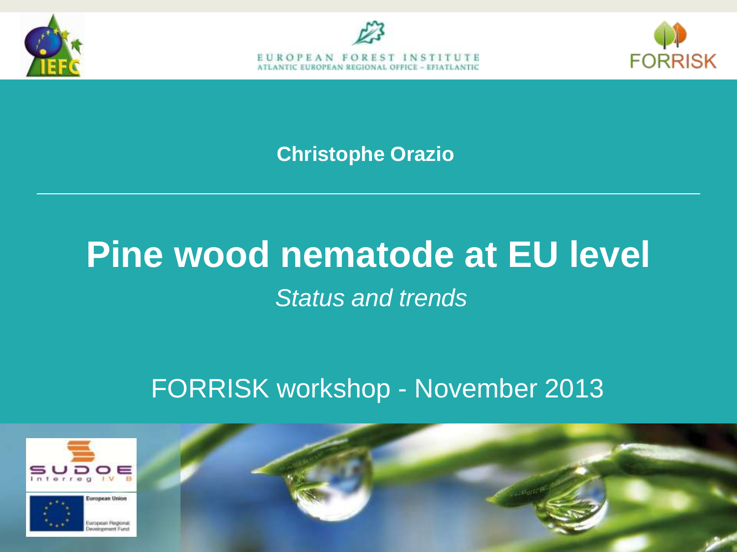EUROPEAN FOREST INSTITUTE
ATLANTIC EUROPEAN REGIONAL OFFICE – EFIATLANTIC

**Christophe Orazio**

# Pine wood nematode at EU level

*Status and trends*

FORRISK workshop - November 2013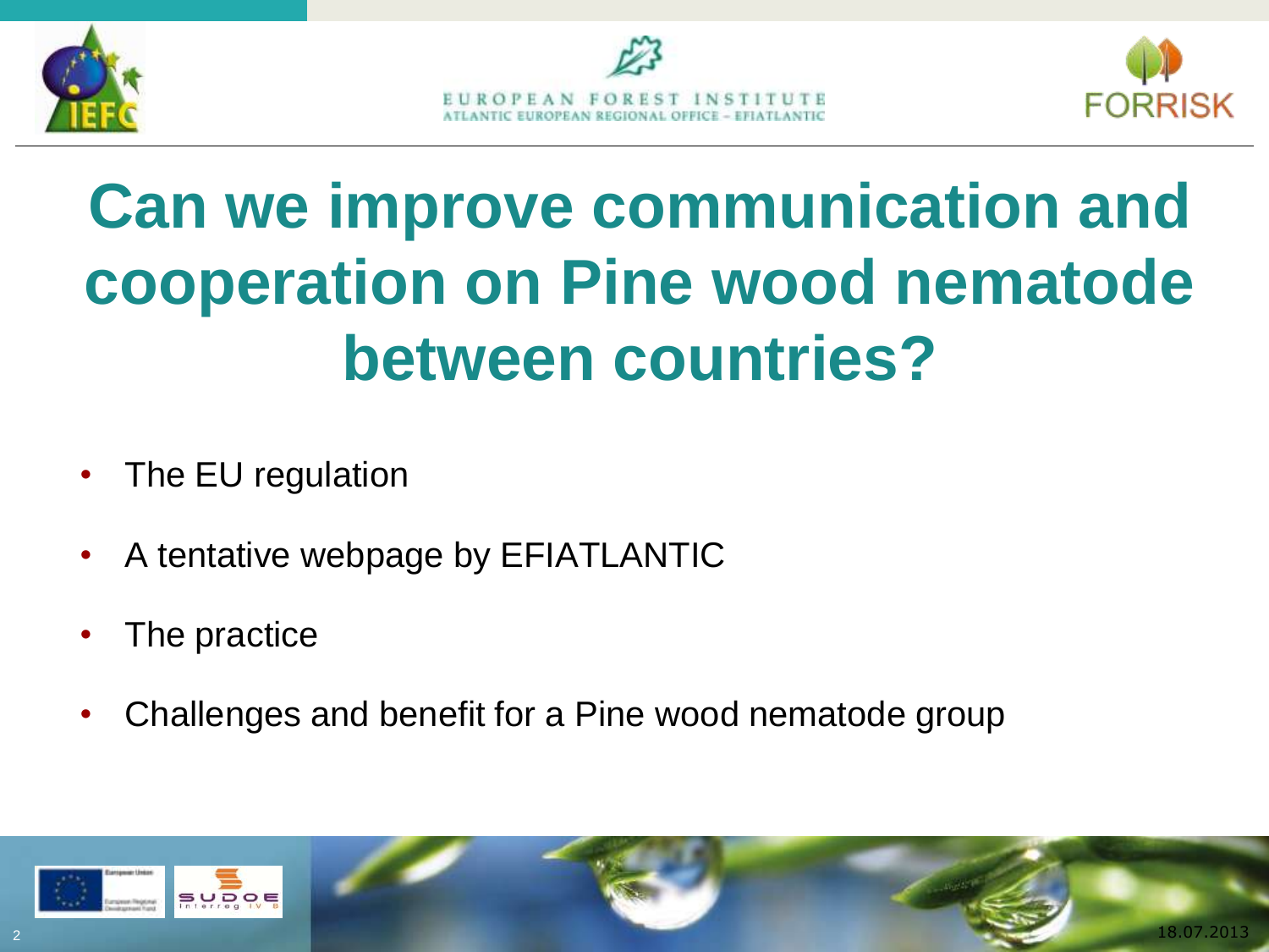# Can we improve communication and cooperation on Pine wood nematode between countries?

- The EU regulation
- A tentative webpage by EFIATLANTIC
- The practice
- Challenges and benefit for a Pine wood nematode group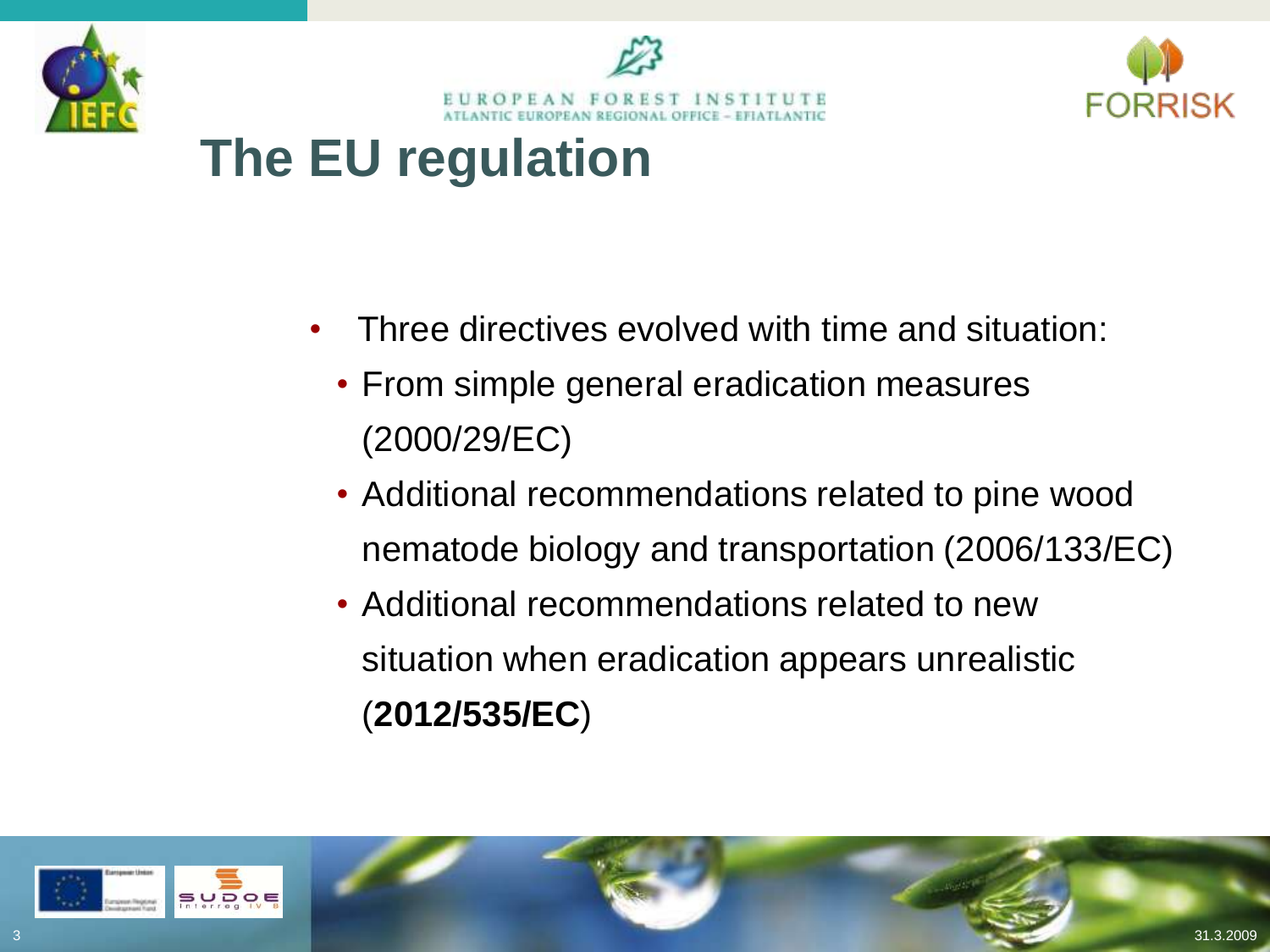# The EU regulation

- Three directives evolved with time and situation:
  - From simple general eradication measures (2000/29/EC)
  - Additional recommendations related to pine wood nematode biology and transportation (2006/133/EC)
  - Additional recommendations related to new situation when eradication appears unrealistic (**2012/535/EC**)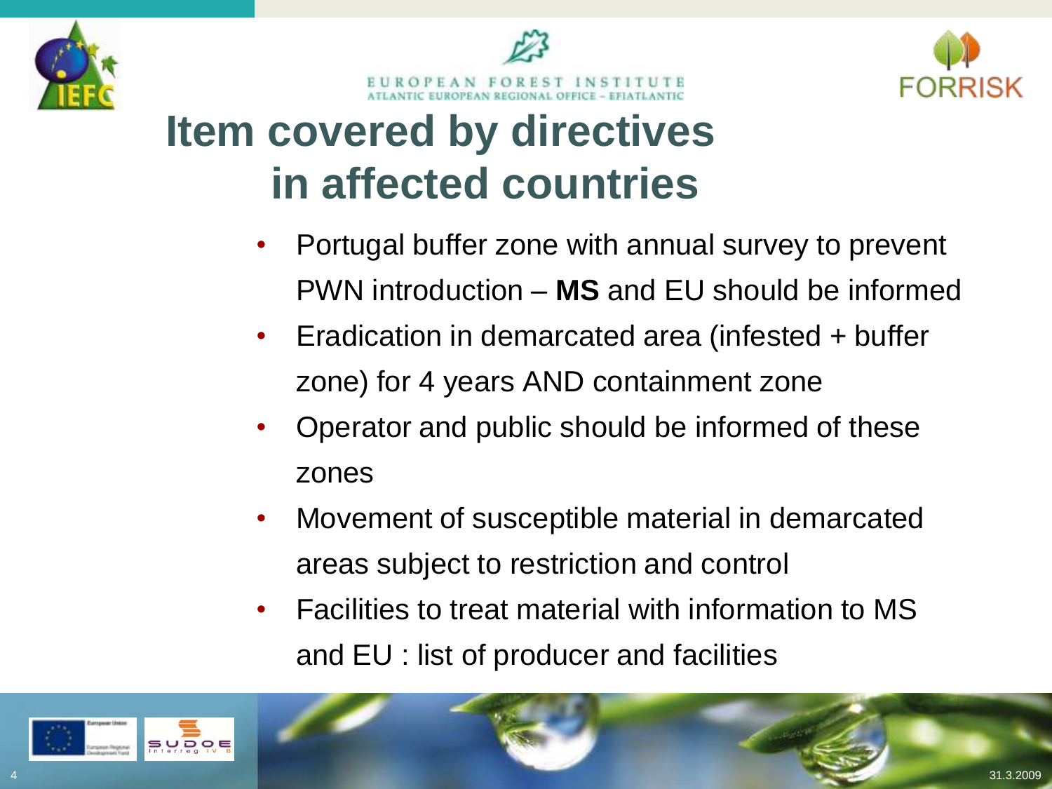# Item covered by directives in affected countries

- Portugal buffer zone with annual survey to prevent PWN introduction – **MS** and EU should be informed
- Eradication in demarcated area (infested + buffer zone) for 4 years AND containment zone
- Operator and public should be informed of these zones
- Movement of susceptible material in demarcated areas subject to restriction and control
- Facilities to treat material with information to MS and EU : list of producer and facilities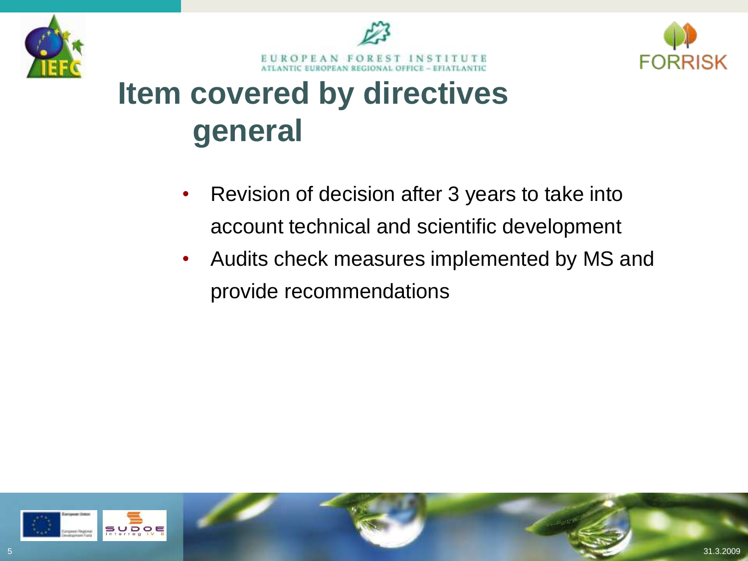# Item covered by directives general

- Revision of decision after 3 years to take into account technical and scientific development
- Audits check measures implemented by MS and provide recommendations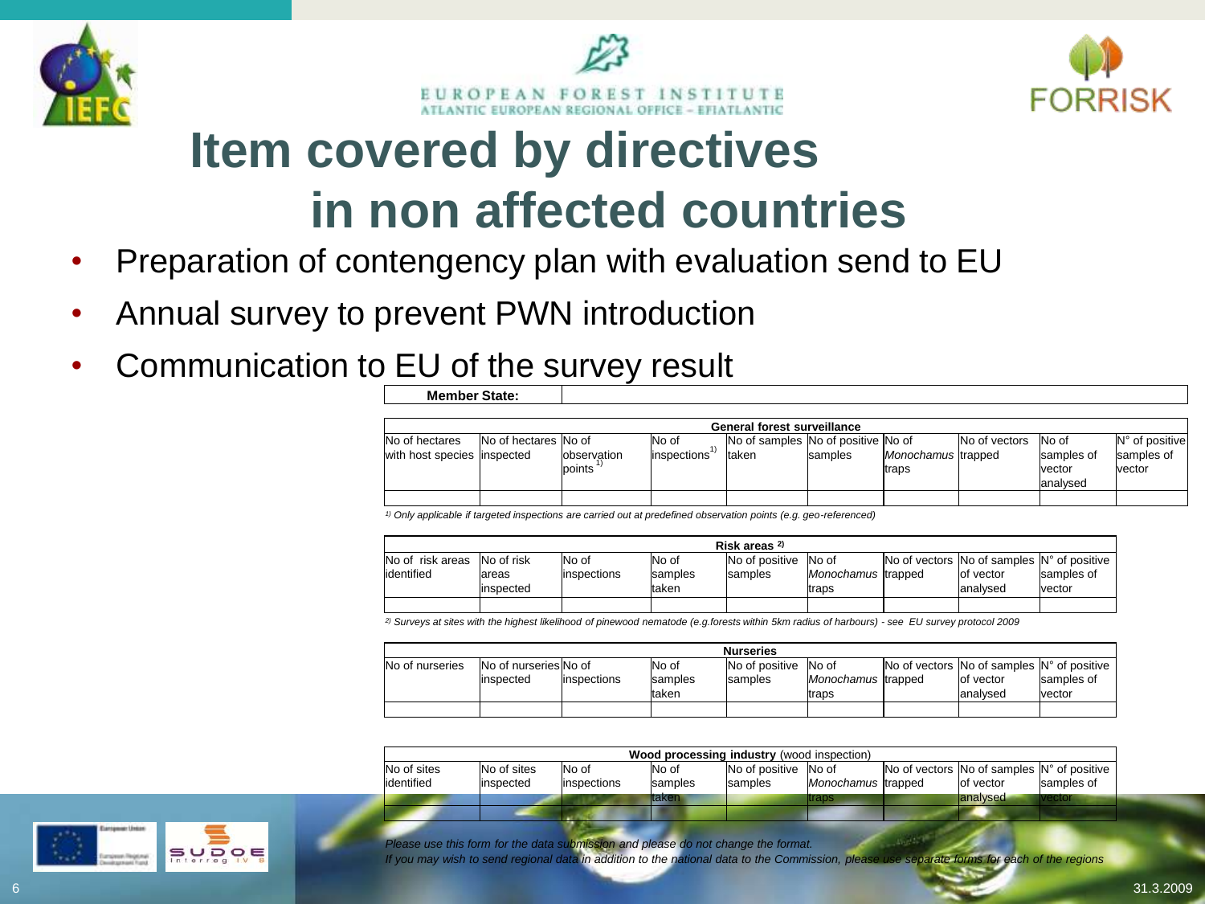# Item covered by directives in non affected countries

- Preparation of contengency plan with evaluation send to EU
- Annual survey to prevent PWN introduction
- Communication to EU of the survey result

| **Member State:** | |
|---|---|

| **General forest surveillance** | | | | | | | | | |
|---|---|---|---|---|---|---|---|---|---|
| No of hectares with host species | No of hectares inspected | No of observation points [1] | No of inspections [1] | No of samples taken | No of positive samples | No of *Monochamus* traps | No of vectors trapped | No of samples of vector analysed | N° of positive samples of vector |
| | | | | | | | | | |

*[1] Only applicable if targeted inspections are carried out at predefined observation points (e.g. geo-referenced)*

| **Risk areas [2]** | | | | | | | | |
|---|---|---|---|---|---|---|---|---|
| No of risk areas identified | No of risk areas inspected | No of inspections | No of samples taken | No of positive samples | No of *Monochamus* traps | No of vectors trapped | No of samples of vector analysed | N° of positive samples of vector |
| | | | | | | | | |

*[2] Surveys at sites with the highest likelihood of pinewood nematode (e.g.forests within 5km radius of harbours) - see EU survey protocol 2009*

| **Nurseries** | | | | | | | | |
|---|---|---|---|---|---|---|---|---|
| No of nurseries | No of nurseries inspected | No of inspections | No of samples taken | No of positive samples | No of *Monochamus* traps | No of vectors trapped | No of samples of vector analysed | N° of positive samples of vector |
| | | | | | | | | |

| **Wood processing industry** (wood inspection) | | | | | | | | |
|---|---|---|---|---|---|---|---|---|
| No of sites identified | No of sites inspected | No of inspections | No of samples taken | No of positive samples | No of *Monochamus* traps | No of vectors trapped | No of samples of vector analysed | N° of positive samples of vector |
| | | | | | | | | |

*Please use this form for the data submission and please do not change the format.*
*If you may wish to send regional data in addition to the national data to the Commission, please use separate forms for each of the regions*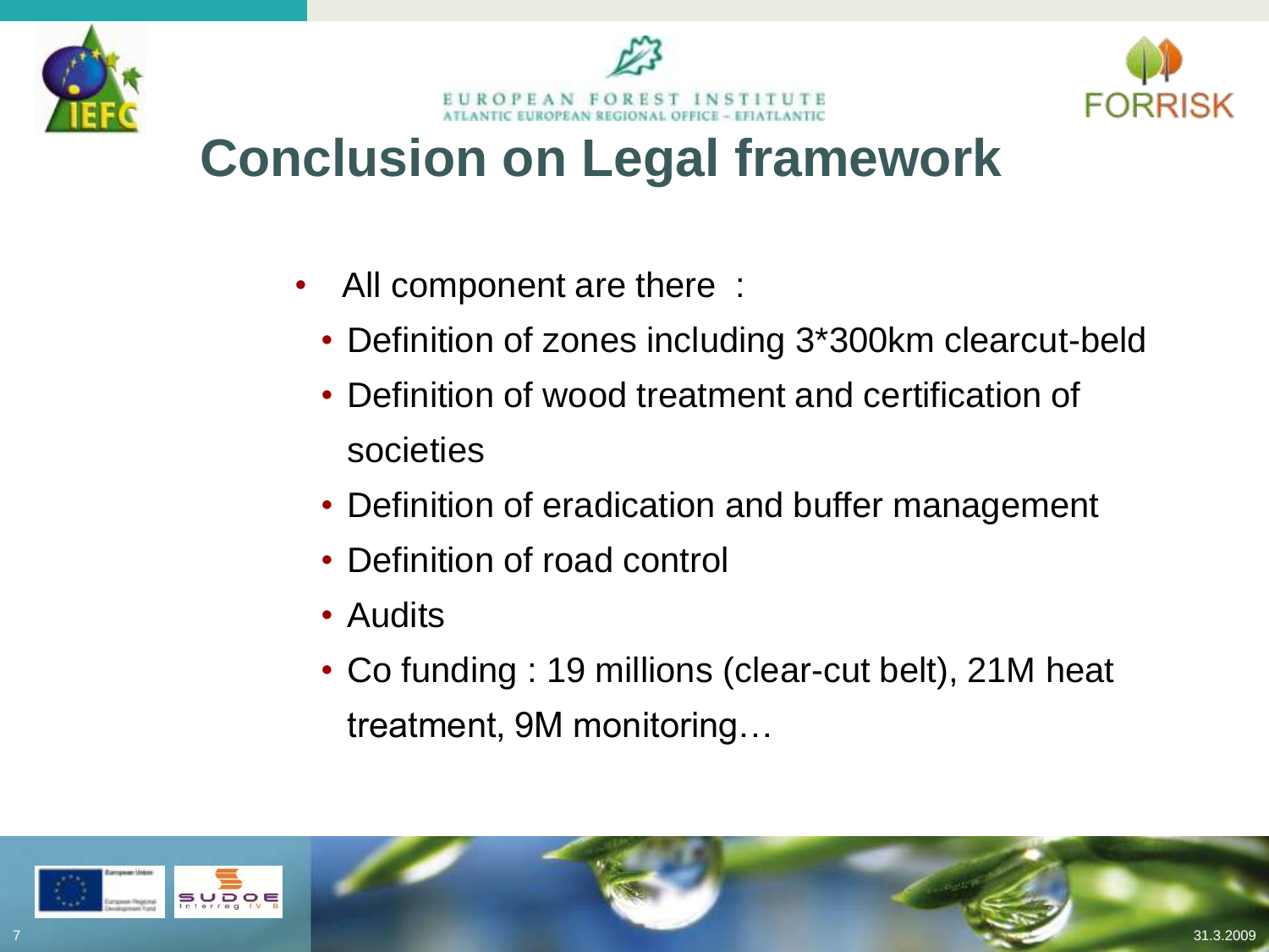# Conclusion on Legal framework

- All component are there :
  - Definition of zones including 3*300km clearcut-beld
  - Definition of wood treatment and certification of societies
  - Definition of eradication and buffer management
  - Definition of road control
  - Audits
  - Co funding : 19 millions (clear-cut belt), 21M heat treatment, 9M monitoring…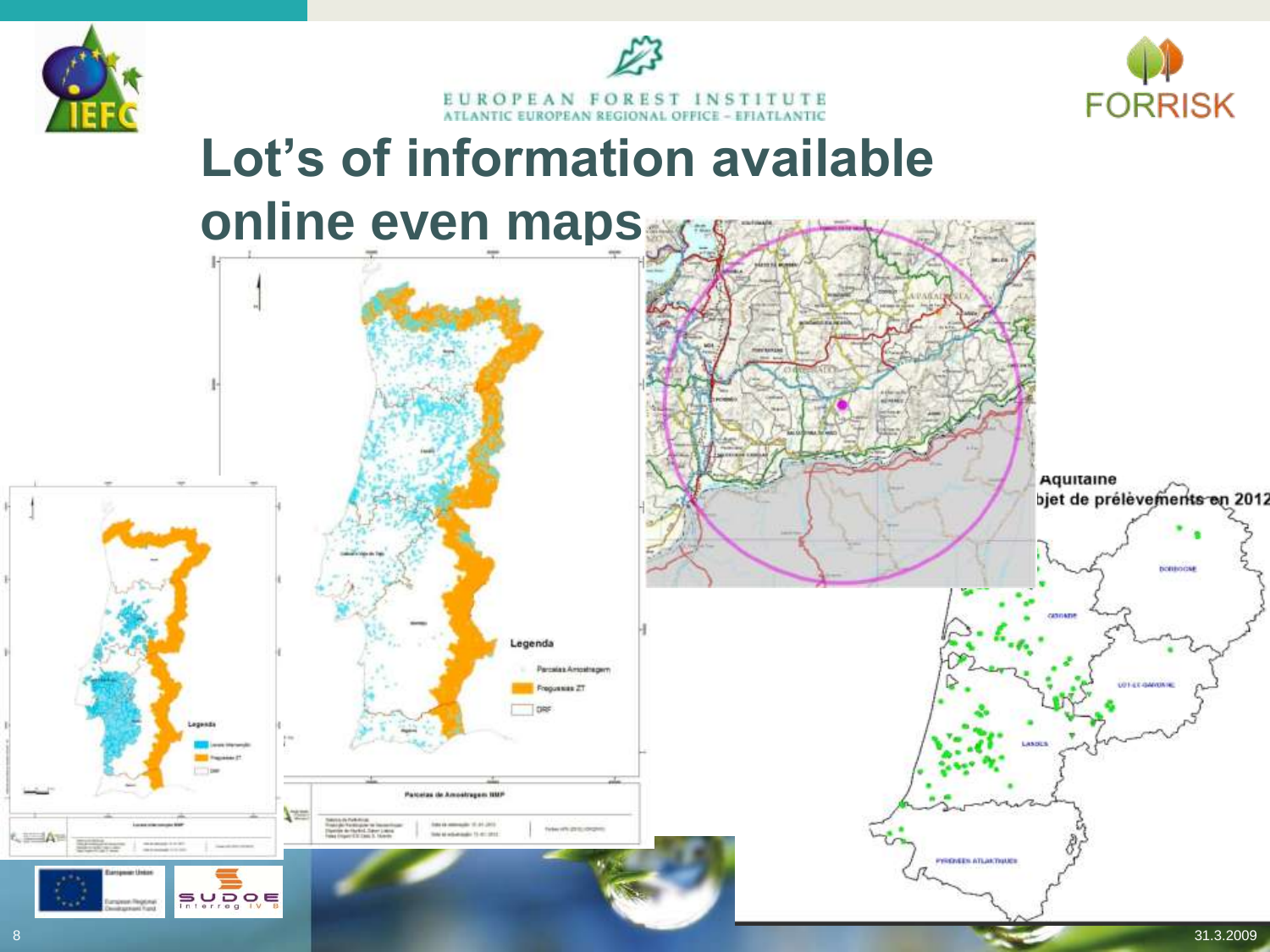# Lot's of information available online even maps

Aquitaine

bjet de prélèvements en 2012

Legenda

Parcelas Amostragem

Freguesias ZT

DRF

Parcelas de Amostragem NMP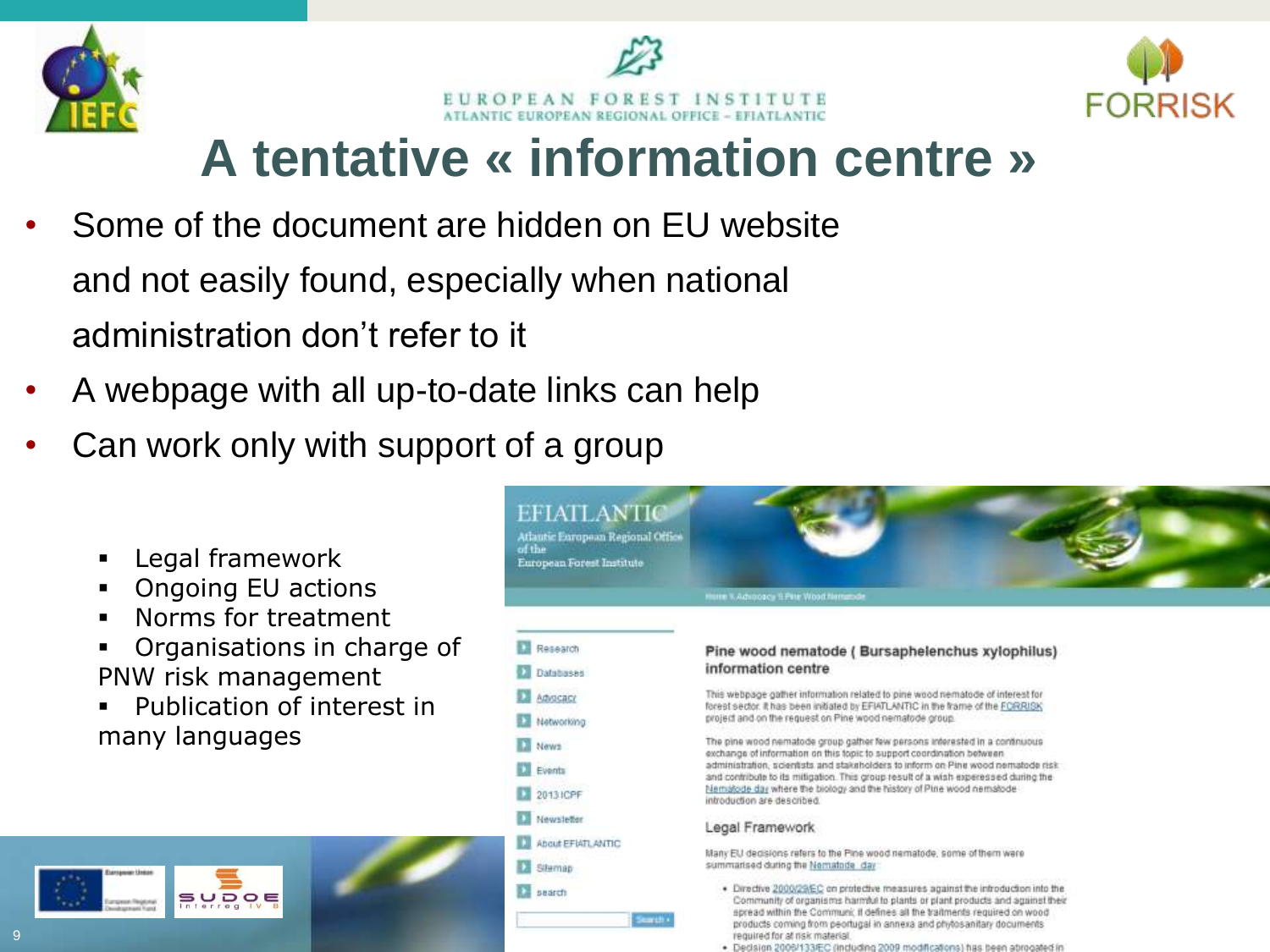# A tentative « information centre »

- Some of the document are hidden on EU website and not easily found, especially when national administration don't refer to it
- A webpage with all up-to-date links can help
- Can work only with support of a group

  - Legal framework
  - Ongoing EU actions
  - Norms for treatment
  - Organisations in charge of PNW risk management
  - Publication of interest in many languages

EFIATLANTIC
Atlantic European Regional Office of the European Forest Institute

Home \ Advocacy \ Pine Wood Nematode

- Research
- Databases
- Advocacy
- Networking
- News
- Events
- 2013 ICPF
- Newsletter
- About EFIATLANTIC
- Sitemap
- search

Search ›

## Pine wood nematode ( Bursaphelenchus xylophilus) information centre

This webpage gather information related to pine wood nematode of interest for forest sector. It has been initiated by EFIATLANTIC in the frame of the FORRISK project and on the request on Pine wood nematode group.

The pine wood nematode group gather few persons interested in a continuous exchange of information on this topic to support coordination between administration, scientists and stakeholders to inform on Pine wood nematode risk and contribute to its mitigation. This group result of a wish expressed during the Nematode day where the biology and the history of Pine wood nematode introduction are described.

### Legal Framework

Many EU decisions refers to the Pine wood nematode, some of them were summarised during the Nematode day

- Directive 2000/29/EC on protective measures against the introduction into the Community of organisms harmful to plants or plant products and against their spread within the Communi; it defines all the traitments required on wood products coming from peortugal in annexa and phytosanitary documents required for at risk material.
- Decision 2006/133/EC (including 2009 modifications) has been abrogated in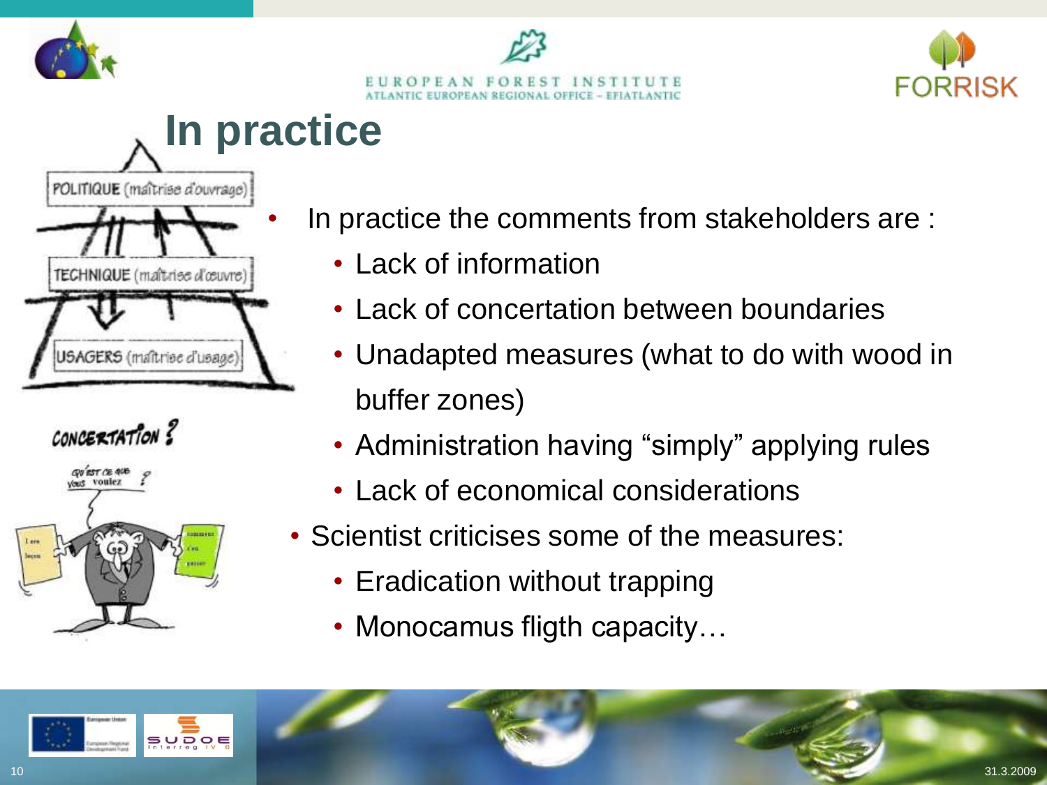# In practice

- In practice the comments from stakeholders are :
  - Lack of information
  - Lack of concertation between boundaries
  - Unadapted measures (what to do with wood in buffer zones)
  - Administration having "simply" applying rules
  - Lack of economical considerations
- Scientist criticises some of the measures:
  - Eradication without trapping
  - Monocamus fligth capacity…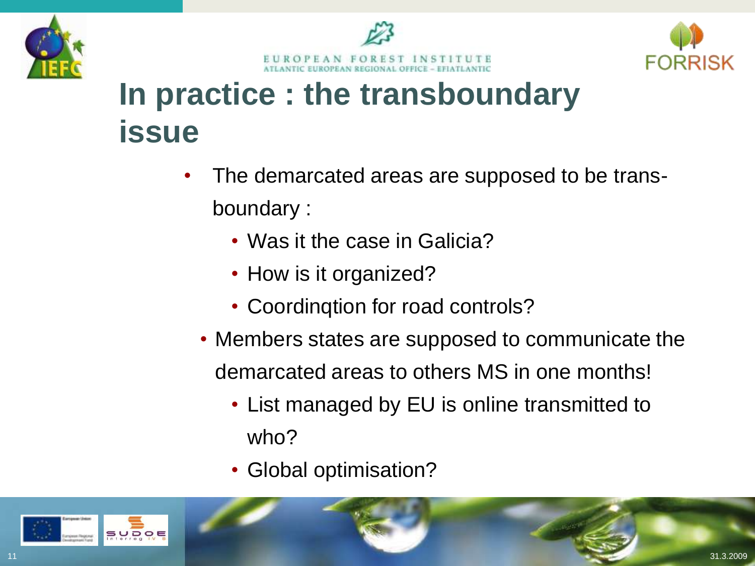# In practice : the transboundary issue

- The demarcated areas are supposed to be trans-boundary :
  - Was it the case in Galicia?
  - How is it organized?
  - Coordinqtion for road controls?
- Members states are supposed to communicate the demarcated areas to others MS in one months!
  - List managed by EU is online transmitted to who?
  - Global optimisation?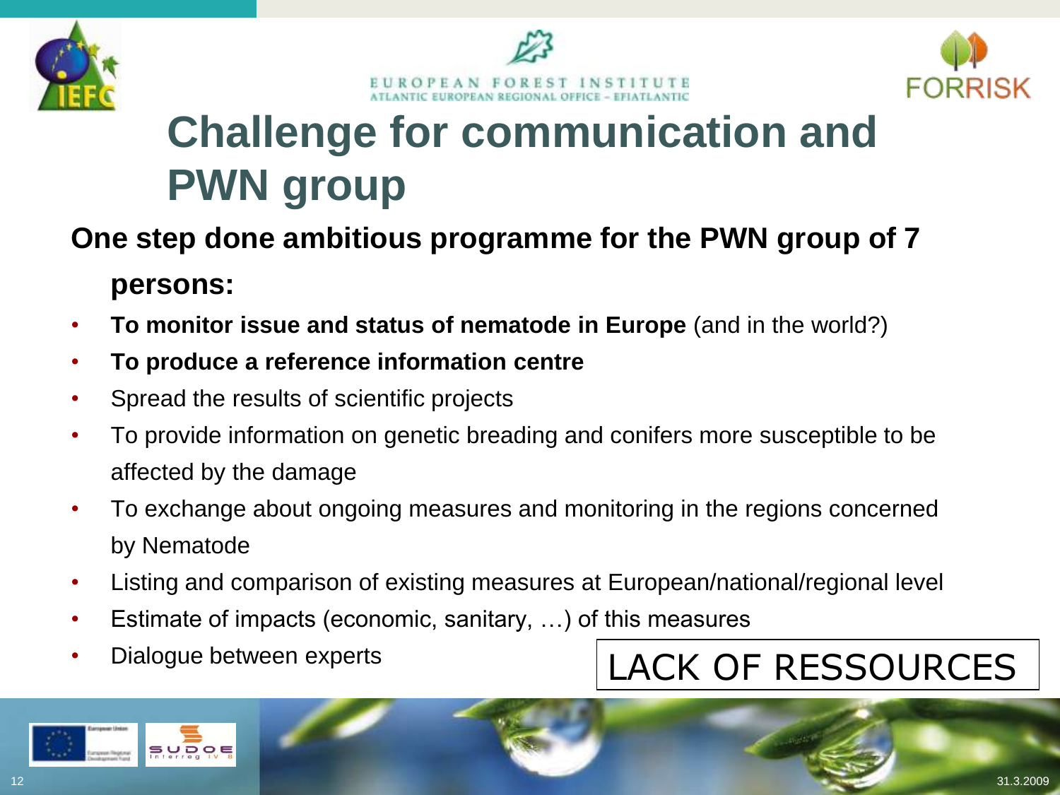# Challenge for communication and PWN group

**One step done ambitious programme for the PWN group of 7 persons:**

- **To monitor issue and status of nematode in Europe** (and in the world?)
- **To produce a reference information centre**
- Spread the results of scientific projects
- To provide information on genetic breading and conifers more susceptible to be affected by the damage
- To exchange about ongoing measures and monitoring in the regions concerned by Nematode
- Listing and comparison of existing measures at European/national/regional level
- Estimate of impacts (economic, sanitary, …) of this measures
- Dialogue between experts

LACK OF RESSOURCES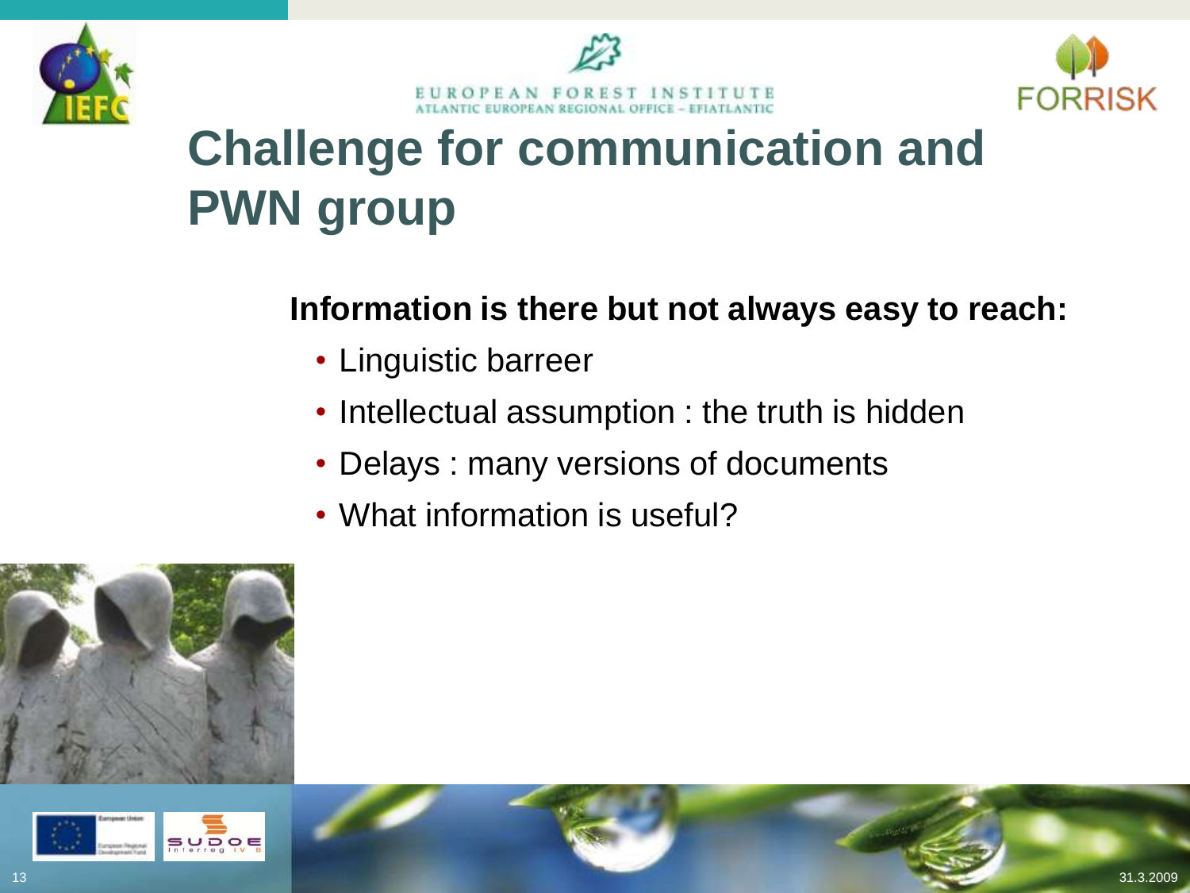# Challenge for communication and PWN group

**Information is there but not always easy to reach:**

- Linguistic barreer
- Intellectual assumption : the truth is hidden
- Delays : many versions of documents
- What information is useful?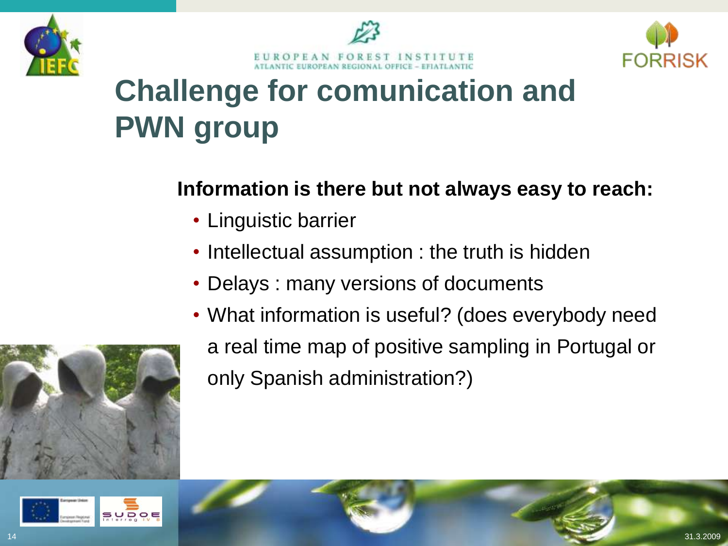# Challenge for comunication and PWN group

**Information is there but not always easy to reach:**

- Linguistic barrier
- Intellectual assumption : the truth is hidden
- Delays : many versions of documents
- What information is useful? (does everybody need a real time map of positive sampling in Portugal or only Spanish administration?)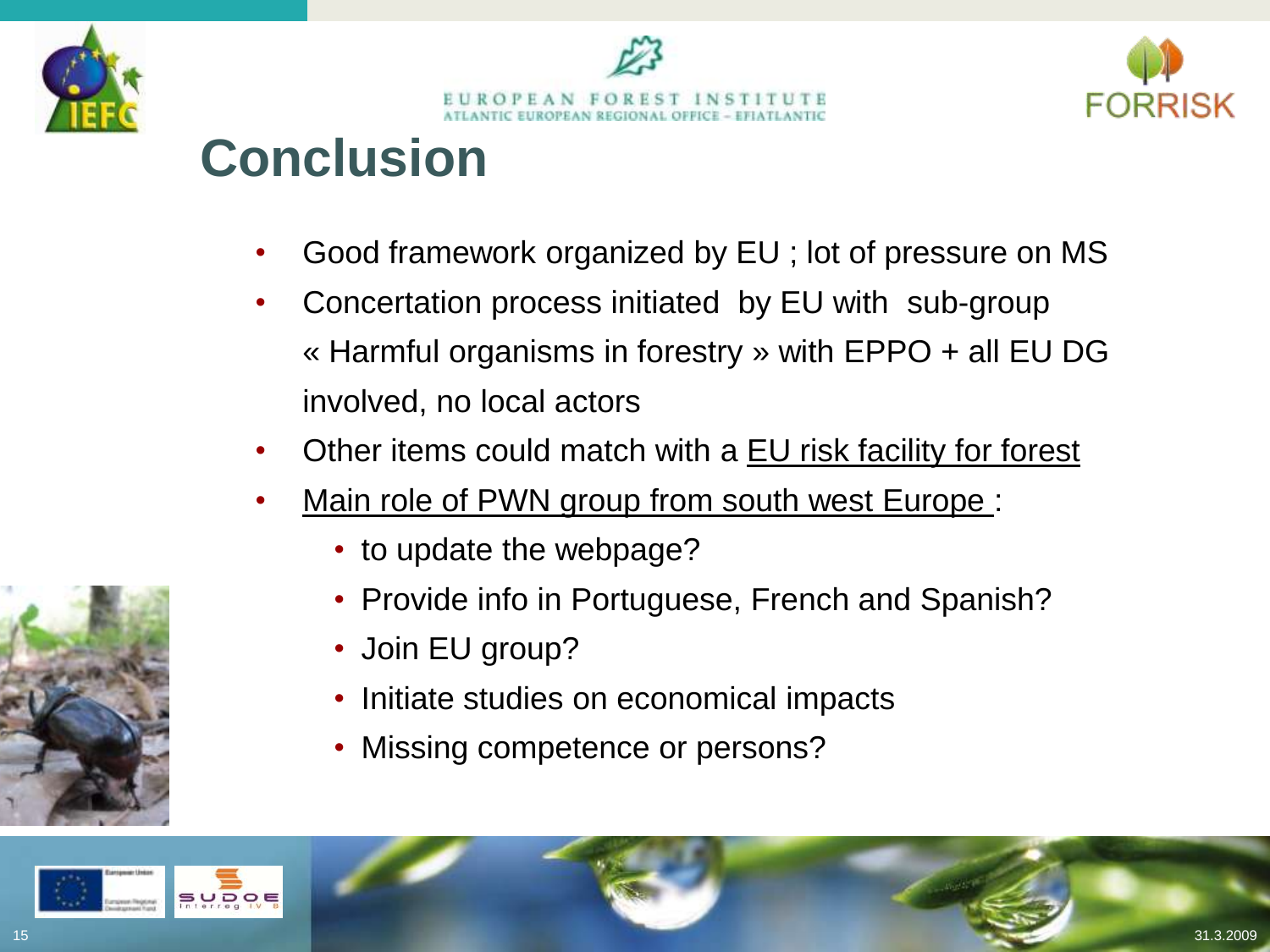# Conclusion

- Good framework organized by EU ; lot of pressure on MS
- Concertation process initiated by EU with sub-group « Harmful organisms in forestry » with EPPO + all EU DG involved, no local actors
- Other items could match with a <u>EU risk facility for forest</u>
- <u>Main role of PWN group from south west Europe</u> :
  - to update the webpage?
  - Provide info in Portuguese, French and Spanish?
  - Join EU group?
  - Initiate studies on economical impacts
  - Missing competence or persons?